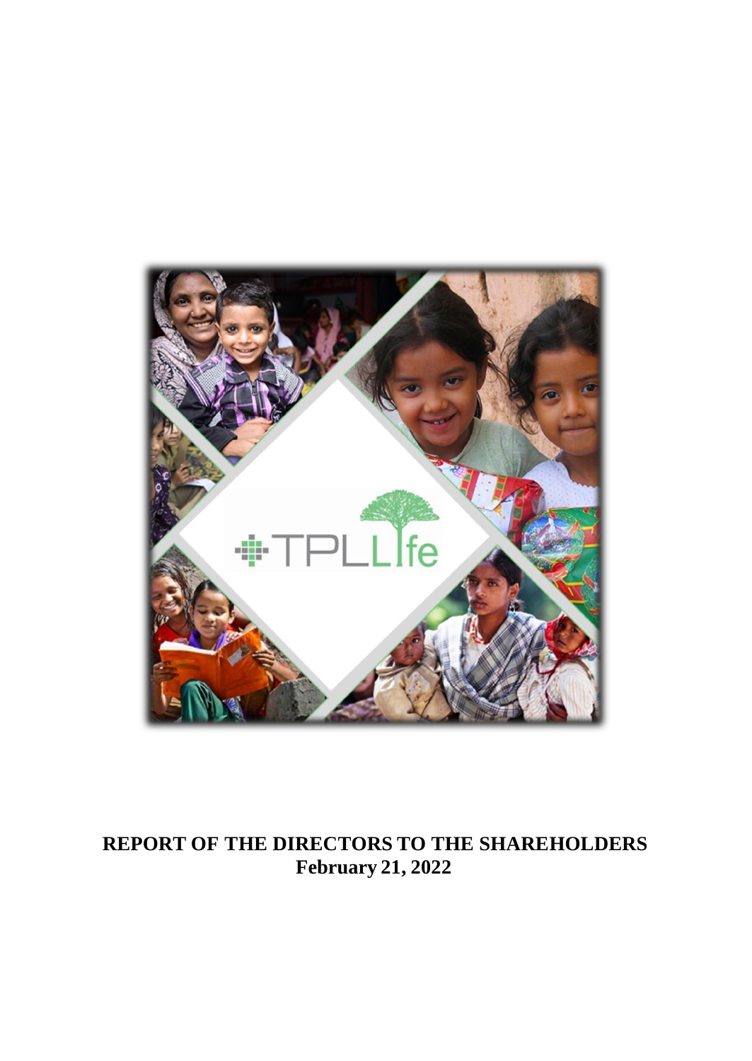# REPORT OF THE DIRECTORS TO THE SHAREHOLDERS

**February 21, 2022**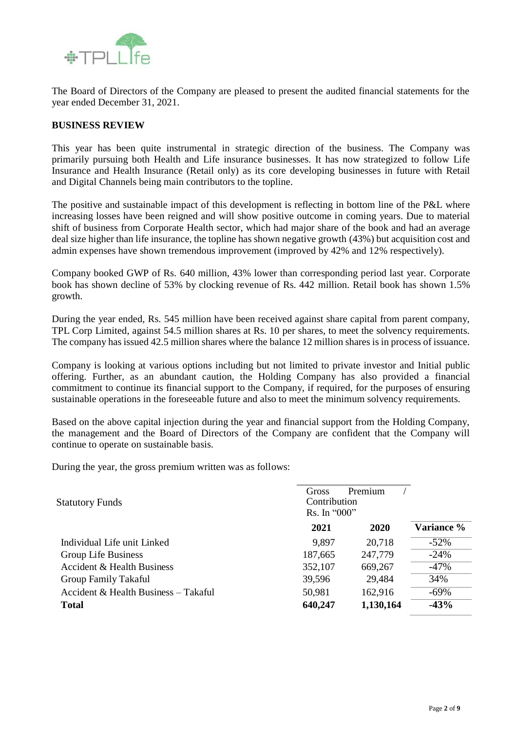The Board of Directors of the Company are pleased to present the audited financial statements for the year ended December 31, 2021.

## BUSINESS REVIEW

This year has been quite instrumental in strategic direction of the business. The Company was primarily pursuing both Health and Life insurance businesses. It has now strategized to follow Life Insurance and Health Insurance (Retail only) as its core developing businesses in future with Retail and Digital Channels being main contributors to the topline.

The positive and sustainable impact of this development is reflecting in bottom line of the P&L where increasing losses have been reigned and will show positive outcome in coming years. Due to material shift of business from Corporate Health sector, which had major share of the book and had an average deal size higher than life insurance, the topline has shown negative growth (43%) but acquisition cost and admin expenses have shown tremendous improvement (improved by 42% and 12% respectively).

Company booked GWP of Rs. 640 million, 43% lower than corresponding period last year. Corporate book has shown decline of 53% by clocking revenue of Rs. 442 million. Retail book has shown 1.5% growth.

During the year ended, Rs. 545 million have been received against share capital from parent company, TPL Corp Limited, against 54.5 million shares at Rs. 10 per shares, to meet the solvency requirements. The company has issued 42.5 million shares where the balance 12 million shares is in process of issuance.

Company is looking at various options including but not limited to private investor and Initial public offering. Further, as an abundant caution, the Holding Company has also provided a financial commitment to continue its financial support to the Company, if required, for the purposes of ensuring sustainable operations in the foreseeable future and also to meet the minimum solvency requirements.

Based on the above capital injection during the year and financial support from the Holding Company, the management and the Board of Directors of the Company are confident that the Company will continue to operate on sustainable basis.

During the year, the gross premium written was as follows:

| Statutory Funds | Gross Premium / Contribution Rs. In "000" | | |
|---|---|---|---|
| | **2021** | **2020** | **Variance %** |
| Individual Life unit Linked | 9,897 | 20,718 | -52% |
| Group Life Business | 187,665 | 247,779 | -24% |
| Accident & Health Business | 352,107 | 669,267 | -47% |
| Group Family Takaful | 39,596 | 29,484 | 34% |
| Accident & Health Business – Takaful | 50,981 | 162,916 | -69% |
| **Total** | **640,247** | **1,130,164** | **-43%** |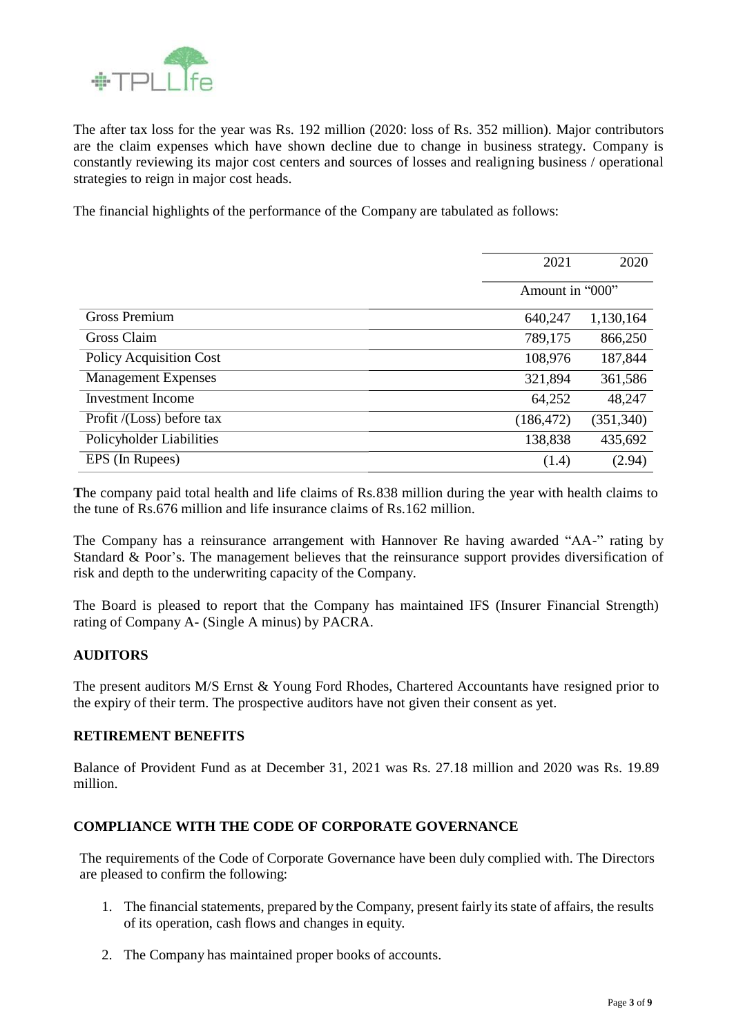The after tax loss for the year was Rs. 192 million (2020: loss of Rs. 352 million). Major contributors are the claim expenses which have shown decline due to change in business strategy. Company is constantly reviewing its major cost centers and sources of losses and realigning business / operational strategies to reign in major cost heads.

The financial highlights of the performance of the Company are tabulated as follows:

| | 2021 | 2020 |
|---|---|---|
| | Amount in "000" | |
| Gross Premium | 640,247 | 1,130,164 |
| Gross Claim | 789,175 | 866,250 |
| Policy Acquisition Cost | 108,976 | 187,844 |
| Management Expenses | 321,894 | 361,586 |
| Investment Income | 64,252 | 48,247 |
| Profit /(Loss) before tax | (186,472) | (351,340) |
| Policyholder Liabilities | 138,838 | 435,692 |
| EPS (In Rupees) | (1.4) | (2.94) |

**T**he company paid total health and life claims of Rs.838 million during the year with health claims to the tune of Rs.676 million and life insurance claims of Rs.162 million.

The Company has a reinsurance arrangement with Hannover Re having awarded "AA-" rating by Standard & Poor's. The management believes that the reinsurance support provides diversification of risk and depth to the underwriting capacity of the Company.

The Board is pleased to report that the Company has maintained IFS (Insurer Financial Strength) rating of Company A- (Single A minus) by PACRA.

## AUDITORS

The present auditors M/S Ernst & Young Ford Rhodes, Chartered Accountants have resigned prior to the expiry of their term. The prospective auditors have not given their consent as yet.

## RETIREMENT BENEFITS

Balance of Provident Fund as at December 31, 2021 was Rs. 27.18 million and 2020 was Rs. 19.89 million.

## COMPLIANCE WITH THE CODE OF CORPORATE GOVERNANCE

The requirements of the Code of Corporate Governance have been duly complied with. The Directors are pleased to confirm the following:

1. The financial statements, prepared by the Company, present fairly its state of affairs, the results of its operation, cash flows and changes in equity.

2. The Company has maintained proper books of accounts.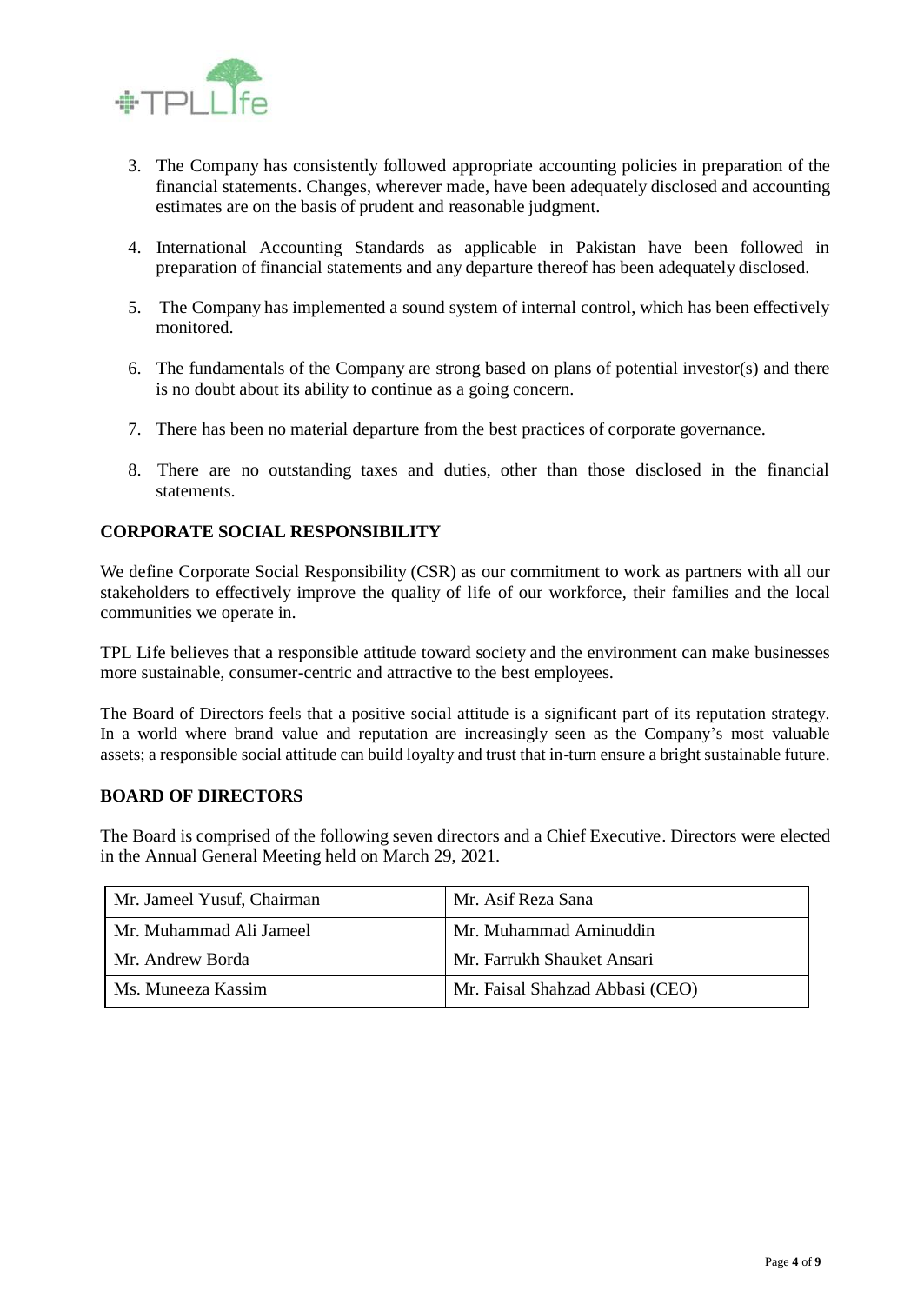3. The Company has consistently followed appropriate accounting policies in preparation of the financial statements. Changes, wherever made, have been adequately disclosed and accounting estimates are on the basis of prudent and reasonable judgment.

4. International Accounting Standards as applicable in Pakistan have been followed in preparation of financial statements and any departure thereof has been adequately disclosed.

5. The Company has implemented a sound system of internal control, which has been effectively monitored.

6. The fundamentals of the Company are strong based on plans of potential investor(s) and there is no doubt about its ability to continue as a going concern.

7. There has been no material departure from the best practices of corporate governance.

8. There are no outstanding taxes and duties, other than those disclosed in the financial statements.

## CORPORATE SOCIAL RESPONSIBILITY

We define Corporate Social Responsibility (CSR) as our commitment to work as partners with all our stakeholders to effectively improve the quality of life of our workforce, their families and the local communities we operate in.

TPL Life believes that a responsible attitude toward society and the environment can make businesses more sustainable, consumer-centric and attractive to the best employees.

The Board of Directors feels that a positive social attitude is a significant part of its reputation strategy. In a world where brand value and reputation are increasingly seen as the Company's most valuable assets; a responsible social attitude can build loyalty and trust that in-turn ensure a bright sustainable future.

## BOARD OF DIRECTORS

The Board is comprised of the following seven directors and a Chief Executive. Directors were elected in the Annual General Meeting held on March 29, 2021.

| | |
|---|---|
| Mr. Jameel Yusuf, Chairman | Mr. Asif Reza Sana |
| Mr. Muhammad Ali Jameel | Mr. Muhammad Aminuddin |
| Mr. Andrew Borda | Mr. Farrukh Shauket Ansari |
| Ms. Muneeza Kassim | Mr. Faisal Shahzad Abbasi (CEO) |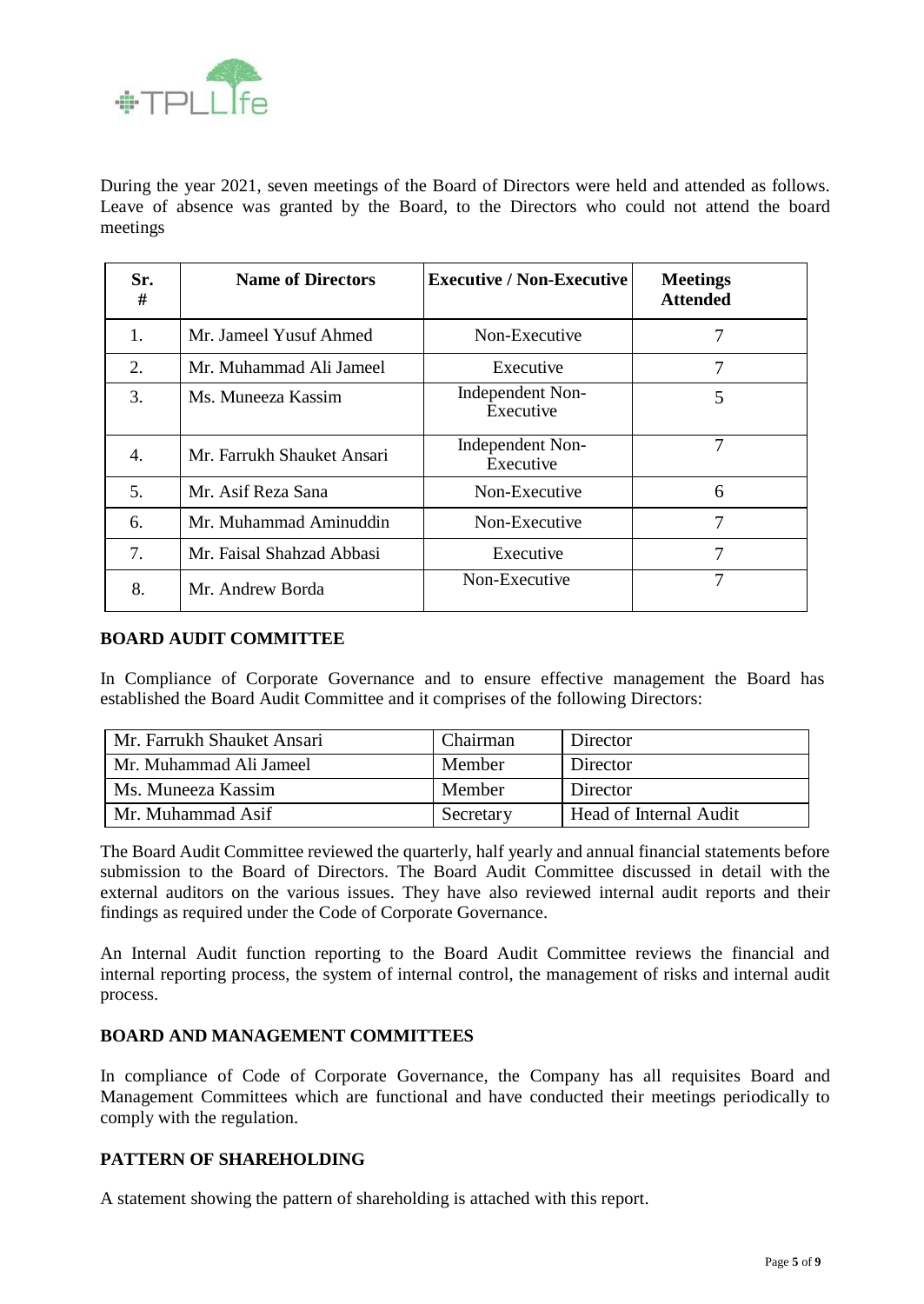During the year 2021, seven meetings of the Board of Directors were held and attended as follows. Leave of absence was granted by the Board, to the Directors who could not attend the board meetings

| Sr. # | Name of Directors | Executive / Non-Executive | Meetings Attended |
|---|---|---|---|
| 1. | Mr. Jameel Yusuf Ahmed | Non-Executive | 7 |
| 2. | Mr. Muhammad Ali Jameel | Executive | 7 |
| 3. | Ms. Muneeza Kassim | Independent Non-Executive | 5 |
| 4. | Mr. Farrukh Shauket Ansari | Independent Non-Executive | 7 |
| 5. | Mr. Asif Reza Sana | Non-Executive | 6 |
| 6. | Mr. Muhammad Aminuddin | Non-Executive | 7 |
| 7. | Mr. Faisal Shahzad Abbasi | Executive | 7 |
| 8. | Mr. Andrew Borda | Non-Executive | 7 |

## BOARD AUDIT COMMITTEE

In Compliance of Corporate Governance and to ensure effective management the Board has established the Board Audit Committee and it comprises of the following Directors:

| | | |
|---|---|---|
| Mr. Farrukh Shauket Ansari | Chairman | Director |
| Mr. Muhammad Ali Jameel | Member | Director |
| Ms. Muneeza Kassim | Member | Director |
| Mr. Muhammad Asif | Secretary | Head of Internal Audit |

The Board Audit Committee reviewed the quarterly, half yearly and annual financial statements before submission to the Board of Directors. The Board Audit Committee discussed in detail with the external auditors on the various issues. They have also reviewed internal audit reports and their findings as required under the Code of Corporate Governance.

An Internal Audit function reporting to the Board Audit Committee reviews the financial and internal reporting process, the system of internal control, the management of risks and internal audit process.

## BOARD AND MANAGEMENT COMMITTEES

In compliance of Code of Corporate Governance, the Company has all requisites Board and Management Committees which are functional and have conducted their meetings periodically to comply with the regulation.

## PATTERN OF SHAREHOLDING

A statement showing the pattern of shareholding is attached with this report.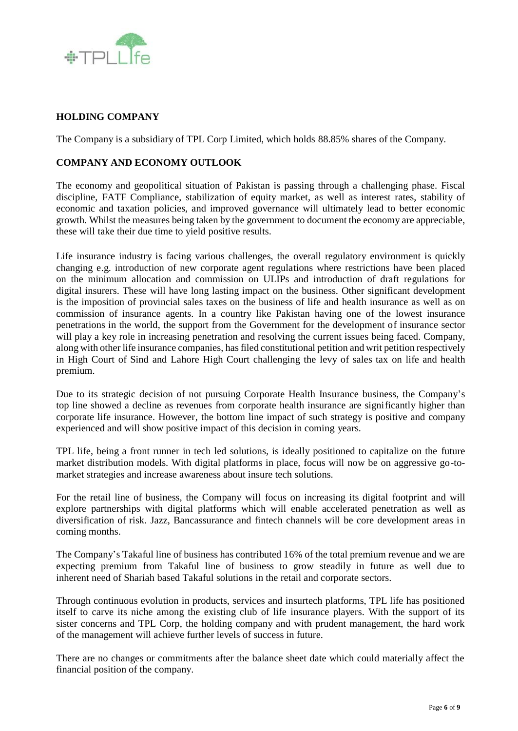## HOLDING COMPANY

The Company is a subsidiary of TPL Corp Limited, which holds 88.85% shares of the Company.

## COMPANY AND ECONOMY OUTLOOK

The economy and geopolitical situation of Pakistan is passing through a challenging phase. Fiscal discipline, FATF Compliance, stabilization of equity market, as well as interest rates, stability of economic and taxation policies, and improved governance will ultimately lead to better economic growth. Whilst the measures being taken by the government to document the economy are appreciable, these will take their due time to yield positive results.

Life insurance industry is facing various challenges, the overall regulatory environment is quickly changing e.g. introduction of new corporate agent regulations where restrictions have been placed on the minimum allocation and commission on ULIPs and introduction of draft regulations for digital insurers. These will have long lasting impact on the business. Other significant development is the imposition of provincial sales taxes on the business of life and health insurance as well as on commission of insurance agents. In a country like Pakistan having one of the lowest insurance penetrations in the world, the support from the Government for the development of insurance sector will play a key role in increasing penetration and resolving the current issues being faced. Company, along with other life insurance companies, has filed constitutional petition and writ petition respectively in High Court of Sind and Lahore High Court challenging the levy of sales tax on life and health premium.

Due to its strategic decision of not pursuing Corporate Health Insurance business, the Company's top line showed a decline as revenues from corporate health insurance are significantly higher than corporate life insurance. However, the bottom line impact of such strategy is positive and company experienced and will show positive impact of this decision in coming years.

TPL life, being a front runner in tech led solutions, is ideally positioned to capitalize on the future market distribution models. With digital platforms in place, focus will now be on aggressive go-to-market strategies and increase awareness about insure tech solutions.

For the retail line of business, the Company will focus on increasing its digital footprint and will explore partnerships with digital platforms which will enable accelerated penetration as well as diversification of risk. Jazz, Bancassurance and fintech channels will be core development areas in coming months.

The Company's Takaful line of business has contributed 16% of the total premium revenue and we are expecting premium from Takaful line of business to grow steadily in future as well due to inherent need of Shariah based Takaful solutions in the retail and corporate sectors.

Through continuous evolution in products, services and insurtech platforms, TPL life has positioned itself to carve its niche among the existing club of life insurance players. With the support of its sister concerns and TPL Corp, the holding company and with prudent management, the hard work of the management will achieve further levels of success in future.

There are no changes or commitments after the balance sheet date which could materially affect the financial position of the company.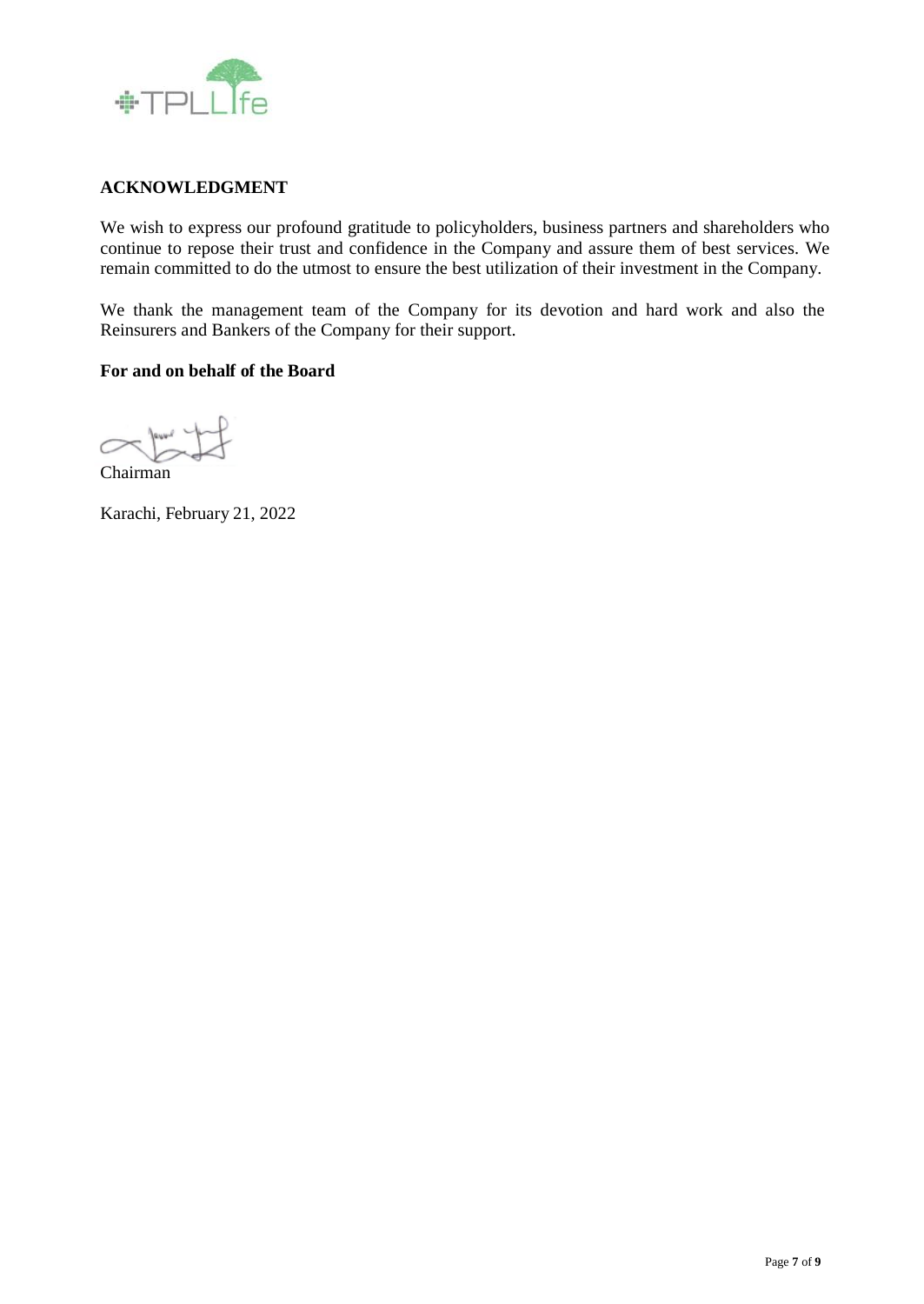**ACKNOWLEDGMENT**

We wish to express our profound gratitude to policyholders, business partners and shareholders who continue to repose their trust and confidence in the Company and assure them of best services. We remain committed to do the utmost to ensure the best utilization of their investment in the Company.

We thank the management team of the Company for its devotion and hard work and also the Reinsurers and Bankers of the Company for their support.

**For and on behalf of the Board**

Chairman

Karachi, February 21, 2022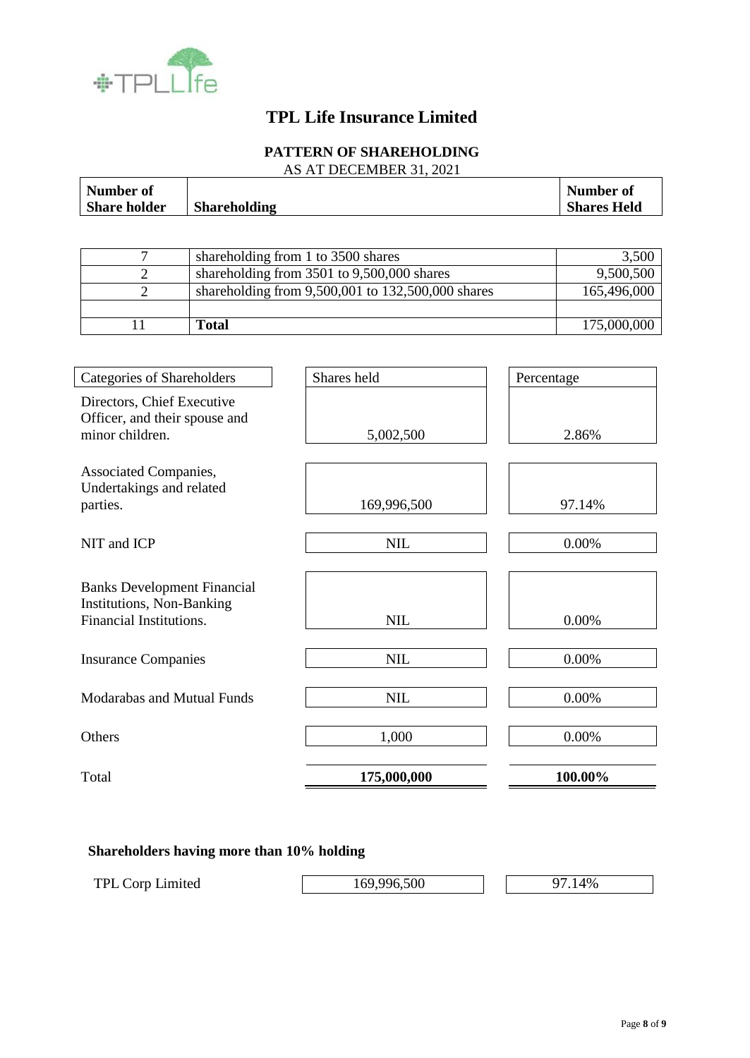# TPL Life Insurance Limited

## PATTERN OF SHAREHOLDING

AS AT DECEMBER 31, 2021

| Number of Share holder | Shareholding | Number of Shares Held |
|---|---|---|
| 7 | shareholding from 1 to 3500 shares | 3,500 |
| 2 | shareholding from 3501 to 9,500,000 shares | 9,500,500 |
| 2 | shareholding from 9,500,001 to 132,500,000 shares | 165,496,000 |
| | | |
| 11 | **Total** | 175,000,000 |

| Categories of Shareholders | Shares held | Percentage |
|---|---|---|
| Directors, Chief Executive Officer, and their spouse and minor children. | 5,002,500 | 2.86% |
| Associated Companies, Undertakings and related parties. | 169,996,500 | 97.14% |
| NIT and ICP | NIL | 0.00% |
| Banks Development Financial Institutions, Non-Banking Financial Institutions. | NIL | 0.00% |
| Insurance Companies | NIL | 0.00% |
| Modarabas and Mutual Funds | NIL | 0.00% |
| Others | 1,000 | 0.00% |
| Total | **175,000,000** | **100.00%** |

**Shareholders having more than 10% holding**

| | | |
|---|---|---|
| TPL Corp Limited | 169,996,500 | 97.14% |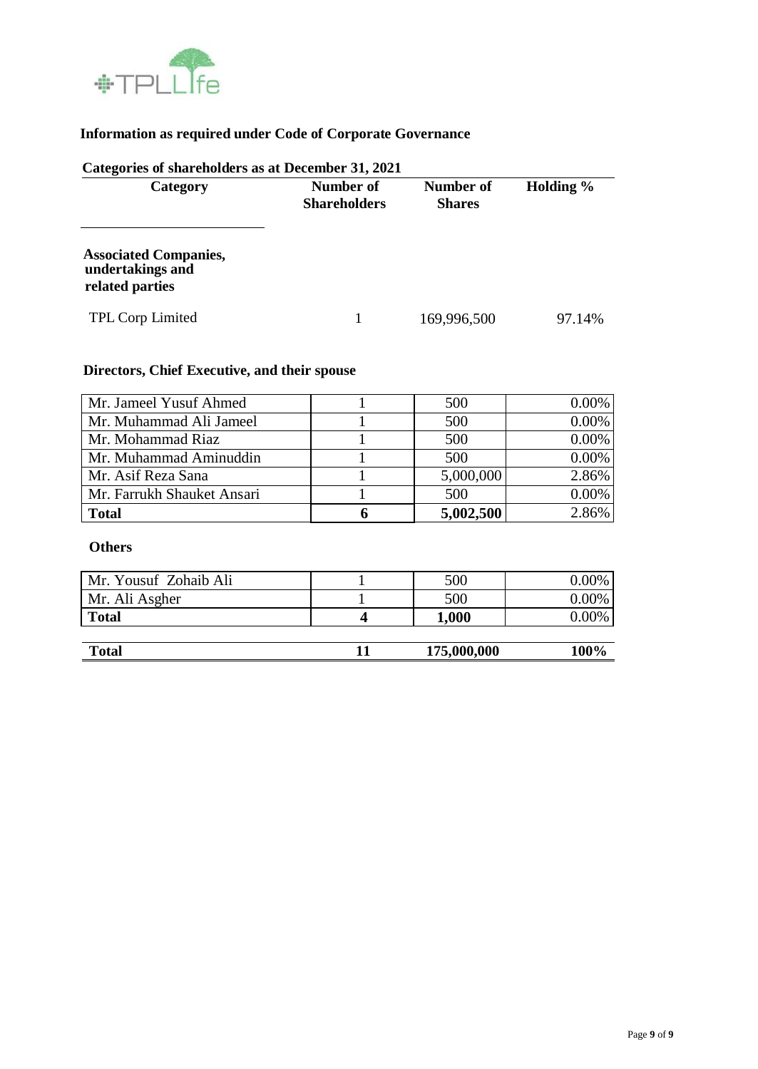## Information as required under Code of Corporate Governance

**Categories of shareholders as at December 31, 2021**

| Category | Number of Shareholders | Number of Shares | Holding % |
|---|---|---|---|
| **Associated Companies, undertakings and related parties** | | | |
| TPL Corp Limited | 1 | 169,996,500 | 97.14% |
| **Directors, Chief Executive, and their spouse** | | | |
| Mr. Jameel Yusuf Ahmed | 1 | 500 | 0.00% |
| Mr. Muhammad Ali Jameel | 1 | 500 | 0.00% |
| Mr. Mohammad Riaz | 1 | 500 | 0.00% |
| Mr. Muhammad Aminuddin | 1 | 500 | 0.00% |
| Mr. Asif Reza Sana | 1 | 5,000,000 | 2.86% |
| Mr. Farrukh Shauket Ansari | 1 | 500 | 0.00% |
| **Total** | **6** | **5,002,500** | 2.86% |
| **Others** | | | |
| Mr. Yousuf Zohaib Ali | 1 | 500 | 0.00% |
| Mr. Ali Asgher | 1 | 500 | 0.00% |
| **Total** | **4** | **1,000** | 0.00% |
| **Total** | **11** | **175,000,000** | **100%** |